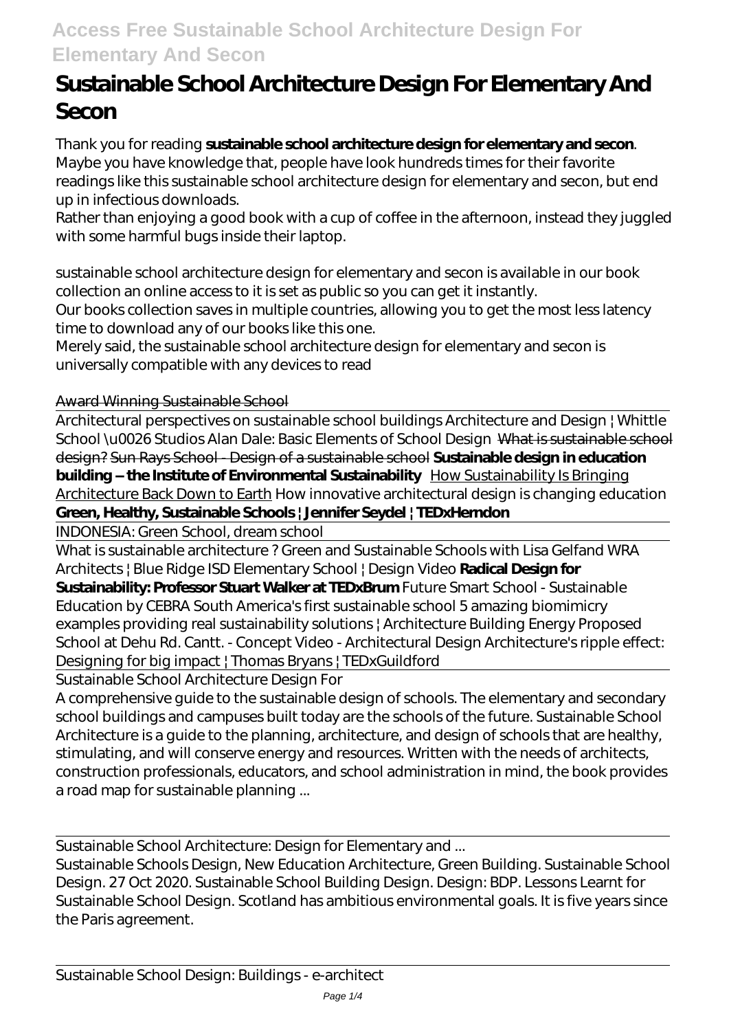# Sustainable School Architecture Design For Elementary And Secon

Thank you for reading **sustainable school architecture design for elementary and secon**. Maybe you have knowledge that, people have look hundreds times for their favorite readings like this sustainable school architecture design for elementary and secon, but end up in infectious downloads.

Rather than enjoying a good book with a cup of coffee in the afternoon, instead they juggled with some harmful bugs inside their laptop.

sustainable school architecture design for elementary and secon is available in our book collection an online access to it is set as public so you can get it instantly.

Our books collection saves in multiple countries, allowing you to get the most less latency time to download any of our books like this one.

Merely said, the sustainable school architecture design for elementary and secon is universally compatible with any devices to read

Award Winning Sustainable School

Architectural perspectives on sustainable school buildings *Architecture and Design | Whittle School \u0026 Studios* *Alan Dale: Basic Elements of School Design* ~~What is sustainable school design?~~ ~~Sun Rays School - Design of a sustainable school~~ **Sustainable design in education building – the Institute of Environmental Sustainability** How Sustainability Is Bringing Architecture Back Down to Earth *How innovative architectural design is changing education* **Green, Healthy, Sustainable Schools | Jennifer Seydel | TEDxHerndon**

INDONESIA: Green School, dream school

What is sustainable architecture ? *Green and Sustainable Schools with Lisa Gelfand* *WRA Architects | Blue Ridge ISD Elementary School | Design Video* **Radical Design for Sustainability: Professor Stuart Walker at TEDxBrum** *Future Smart School - Sustainable Education by CEBRA* *South America's first sustainable school* *5 amazing biomimicry examples providing real sustainability solutions | Architecture Building Energy* *Proposed School at Dehu Rd. Cantt. - Concept Video - Architectural Design* *Architecture's ripple effect: Designing for big impact | Thomas Bryans | TEDxGuildford*

Sustainable School Architecture Design For

A comprehensive guide to the sustainable design of schools. The elementary and secondary school buildings and campuses built today are the schools of the future. Sustainable School Architecture is a guide to the planning, architecture, and design of schools that are healthy, stimulating, and will conserve energy and resources. Written with the needs of architects, construction professionals, educators, and school administration in mind, the book provides a road map for sustainable planning ...

Sustainable School Architecture: Design for Elementary and ...

Sustainable Schools Design, New Education Architecture, Green Building. Sustainable School Design. 27 Oct 2020. Sustainable School Building Design. Design: BDP. Lessons Learnt for Sustainable School Design. Scotland has ambitious environmental goals. It is five years since the Paris agreement.

Sustainable School Design: Buildings - e-architect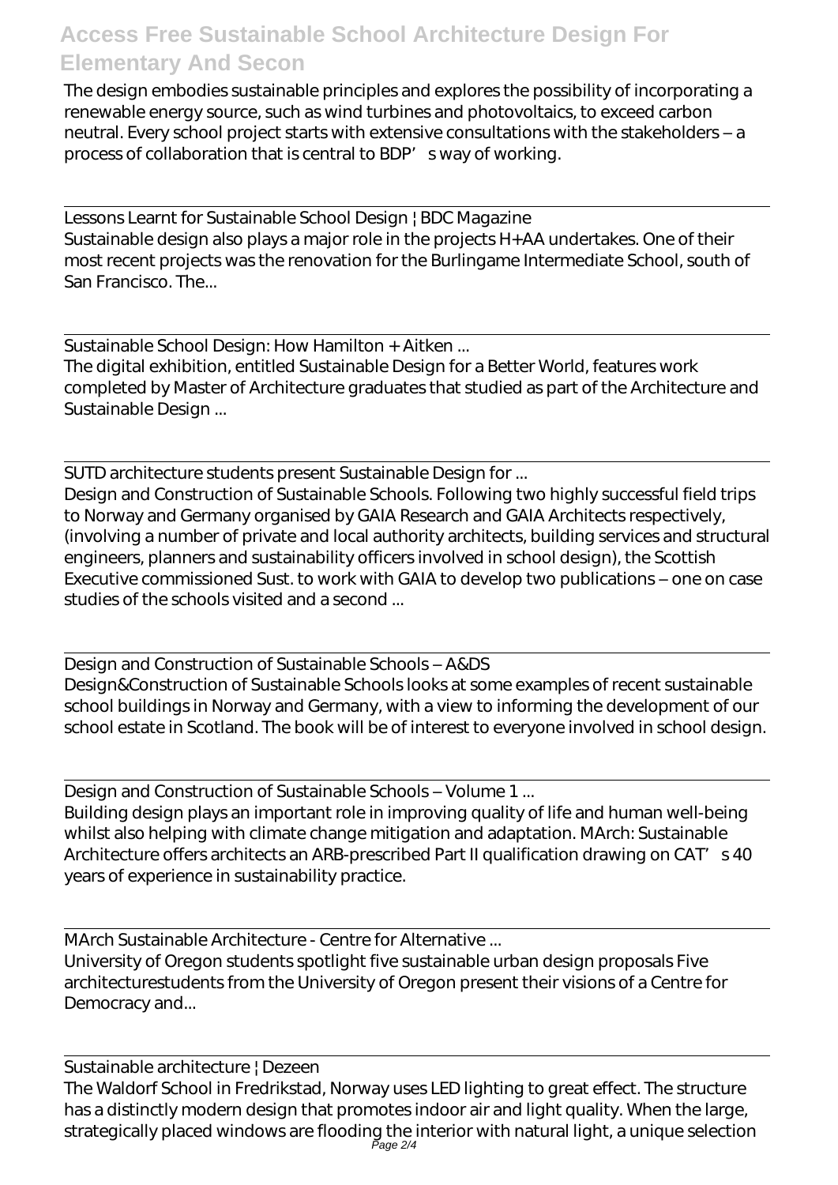The design embodies sustainable principles and explores the possibility of incorporating a renewable energy source, such as wind turbines and photovoltaics, to exceed carbon neutral. Every school project starts with extensive consultations with the stakeholders – a process of collaboration that is central to BDP's way of working.

Lessons Learnt for Sustainable School Design | BDC Magazine

Sustainable design also plays a major role in the projects H+AA undertakes. One of their most recent projects was the renovation for the Burlingame Intermediate School, south of San Francisco. The...

Sustainable School Design: How Hamilton + Aitken ...

The digital exhibition, entitled Sustainable Design for a Better World, features work completed by Master of Architecture graduates that studied as part of the Architecture and Sustainable Design ...

SUTD architecture students present Sustainable Design for ...

Design and Construction of Sustainable Schools. Following two highly successful field trips to Norway and Germany organised by GAIA Research and GAIA Architects respectively, (involving a number of private and local authority architects, building services and structural engineers, planners and sustainability officers involved in school design), the Scottish Executive commissioned Sust. to work with GAIA to develop two publications – one on case studies of the schools visited and a second ...

Design and Construction of Sustainable Schools – A&DS

Design&Construction of Sustainable Schools looks at some examples of recent sustainable school buildings in Norway and Germany, with a view to informing the development of our school estate in Scotland. The book will be of interest to everyone involved in school design.

Design and Construction of Sustainable Schools – Volume 1 ...

Building design plays an important role in improving quality of life and human well-being whilst also helping with climate change mitigation and adaptation. MArch: Sustainable Architecture offers architects an ARB-prescribed Part II qualification drawing on CAT's 40 years of experience in sustainability practice.

MArch Sustainable Architecture - Centre for Alternative ...

University of Oregon students spotlight five sustainable urban design proposals Five architecturestudents from the University of Oregon present their visions of a Centre for Democracy and...

Sustainable architecture | Dezeen

The Waldorf School in Fredrikstad, Norway uses LED lighting to great effect. The structure has a distinctly modern design that promotes indoor air and light quality. When the large, strategically placed windows are flooding the interior with natural light, a unique selection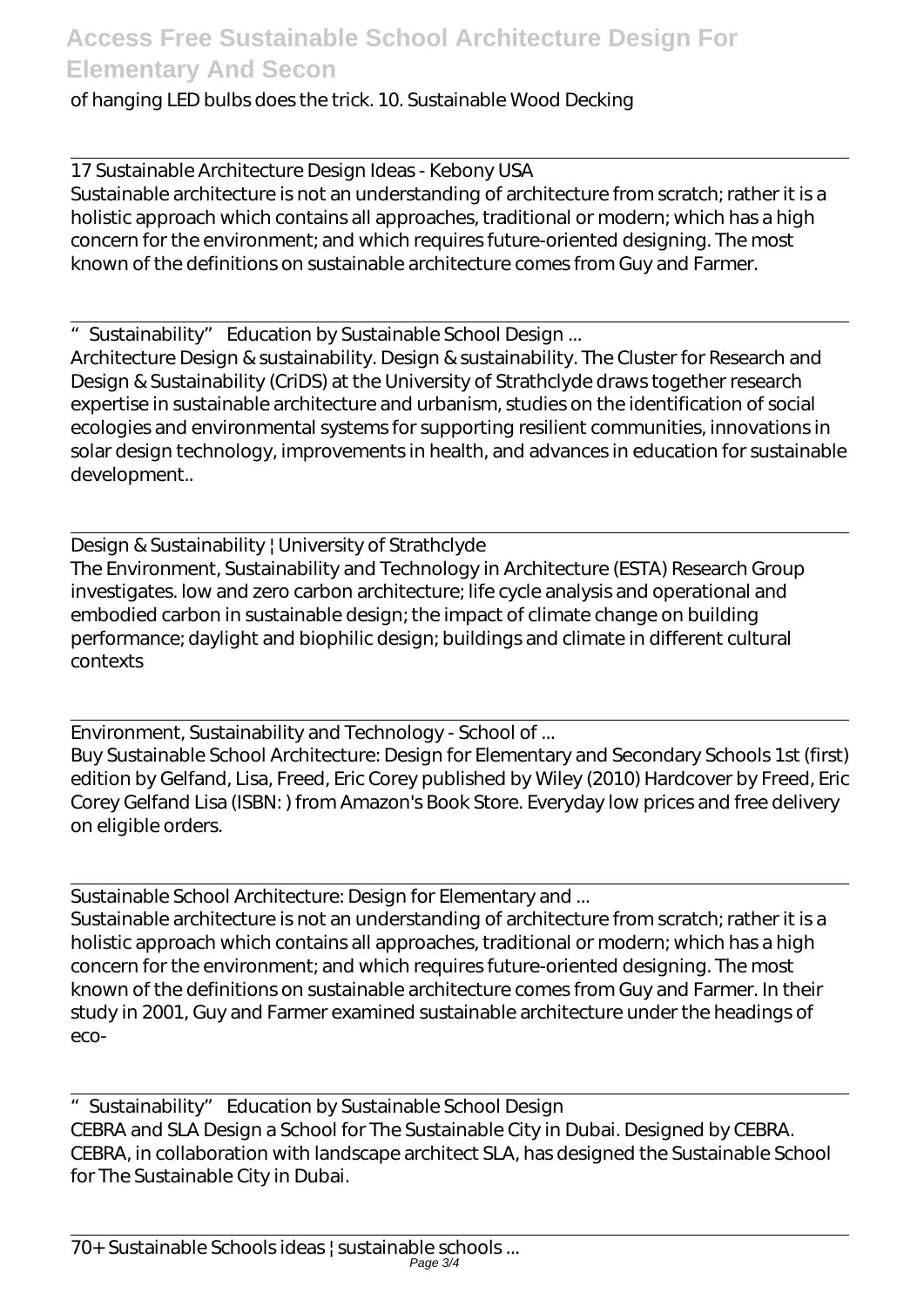of hanging LED bulbs does the trick. 10. Sustainable Wood Decking

17 Sustainable Architecture Design Ideas - Kebony USA

Sustainable architecture is not an understanding of architecture from scratch; rather it is a holistic approach which contains all approaches, traditional or modern; which has a high concern for the environment; and which requires future-oriented designing. The most known of the definitions on sustainable architecture comes from Guy and Farmer.

"Sustainability" Education by Sustainable School Design ...

Architecture Design & sustainability. Design & sustainability. The Cluster for Research and Design & Sustainability (CriDS) at the University of Strathclyde draws together research expertise in sustainable architecture and urbanism, studies on the identification of social ecologies and environmental systems for supporting resilient communities, innovations in solar design technology, improvements in health, and advances in education for sustainable development..

Design & Sustainability | University of Strathclyde

The Environment, Sustainability and Technology in Architecture (ESTA) Research Group investigates. low and zero carbon architecture; life cycle analysis and operational and embodied carbon in sustainable design; the impact of climate change on building performance; daylight and biophilic design; buildings and climate in different cultural contexts

Environment, Sustainability and Technology - School of ...

Buy Sustainable School Architecture: Design for Elementary and Secondary Schools 1st (first) edition by Gelfand, Lisa, Freed, Eric Corey published by Wiley (2010) Hardcover by Freed, Eric Corey Gelfand Lisa (ISBN: ) from Amazon's Book Store. Everyday low prices and free delivery on eligible orders.

Sustainable School Architecture: Design for Elementary and ...

Sustainable architecture is not an understanding of architecture from scratch; rather it is a holistic approach which contains all approaches, traditional or modern; which has a high concern for the environment; and which requires future-oriented designing. The most known of the definitions on sustainable architecture comes from Guy and Farmer. In their study in 2001, Guy and Farmer examined sustainable architecture under the headings of eco-

"Sustainability" Education by Sustainable School Design

CEBRA and SLA Design a School for The Sustainable City in Dubai. Designed by CEBRA. CEBRA, in collaboration with landscape architect SLA, has designed the Sustainable School for The Sustainable City in Dubai.

70+ Sustainable Schools ideas | sustainable schools ...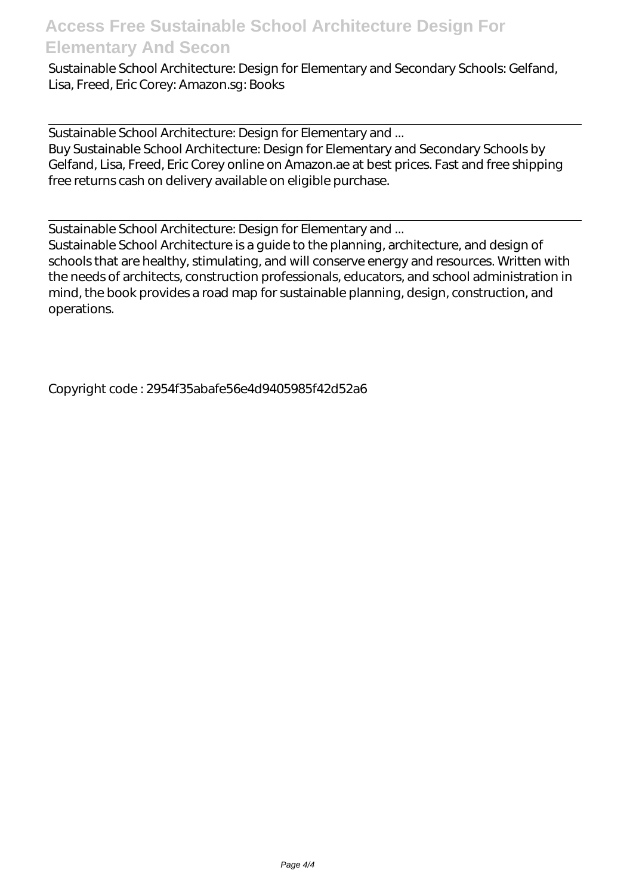Sustainable School Architecture: Design for Elementary and Secondary Schools: Gelfand, Lisa, Freed, Eric Corey: Amazon.sg: Books

---

Sustainable School Architecture: Design for Elementary and ...

Buy Sustainable School Architecture: Design for Elementary and Secondary Schools by Gelfand, Lisa, Freed, Eric Corey online on Amazon.ae at best prices. Fast and free shipping free returns cash on delivery available on eligible purchase.

---

Sustainable School Architecture: Design for Elementary and ...

Sustainable School Architecture is a guide to the planning, architecture, and design of schools that are healthy, stimulating, and will conserve energy and resources. Written with the needs of architects, construction professionals, educators, and school administration in mind, the book provides a road map for sustainable planning, design, construction, and operations.

Copyright code : 2954f35abafe56e4d9405985f42d52a6